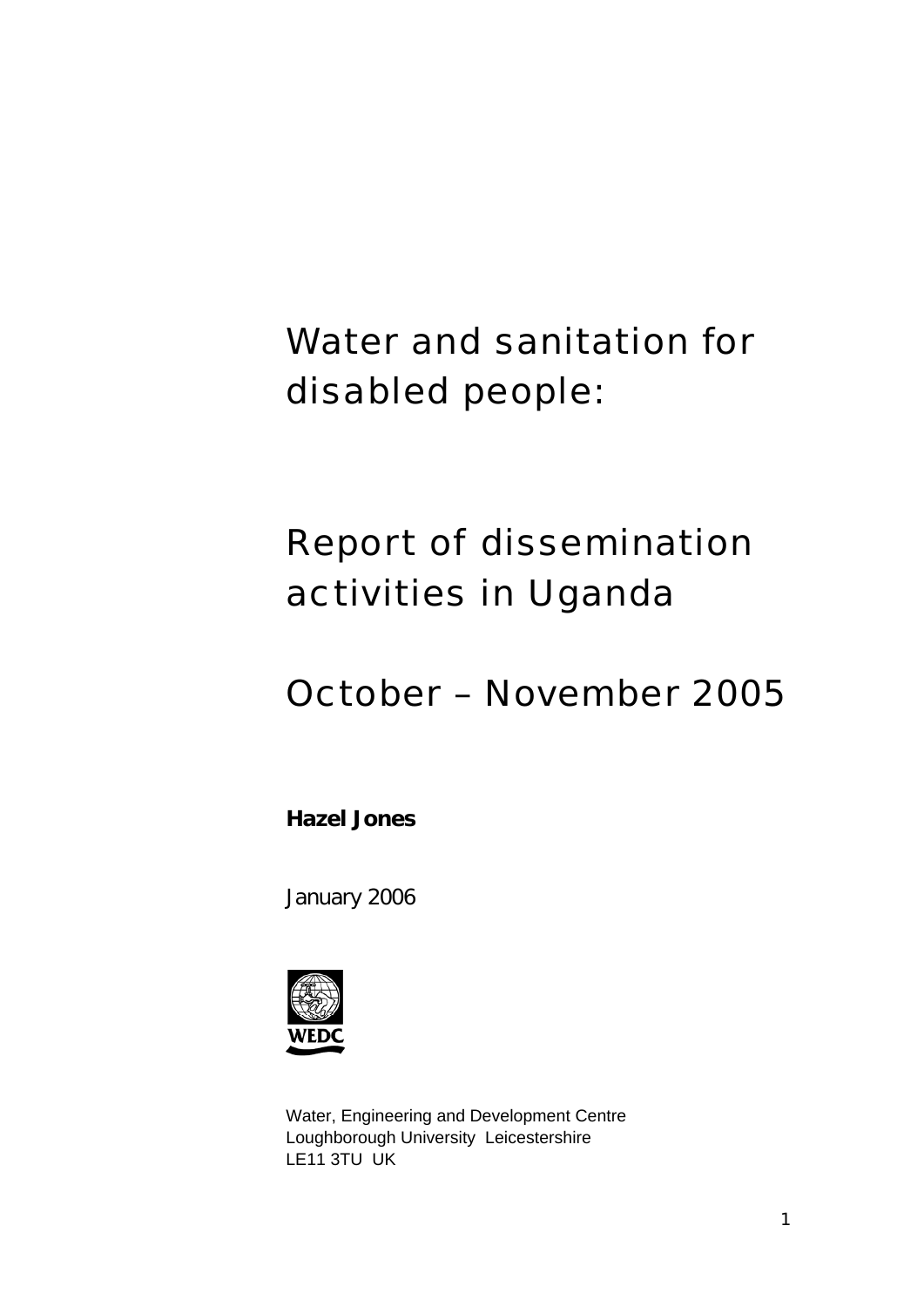# Water and sanitation for disabled people:

# Report of dissemination activities in Uganda

# October – November 2005

**Hazel Jones**

January 2006

WEDC

Water, Engineering and Development Centre
Loughborough University Leicestershire
LE11 3TU UK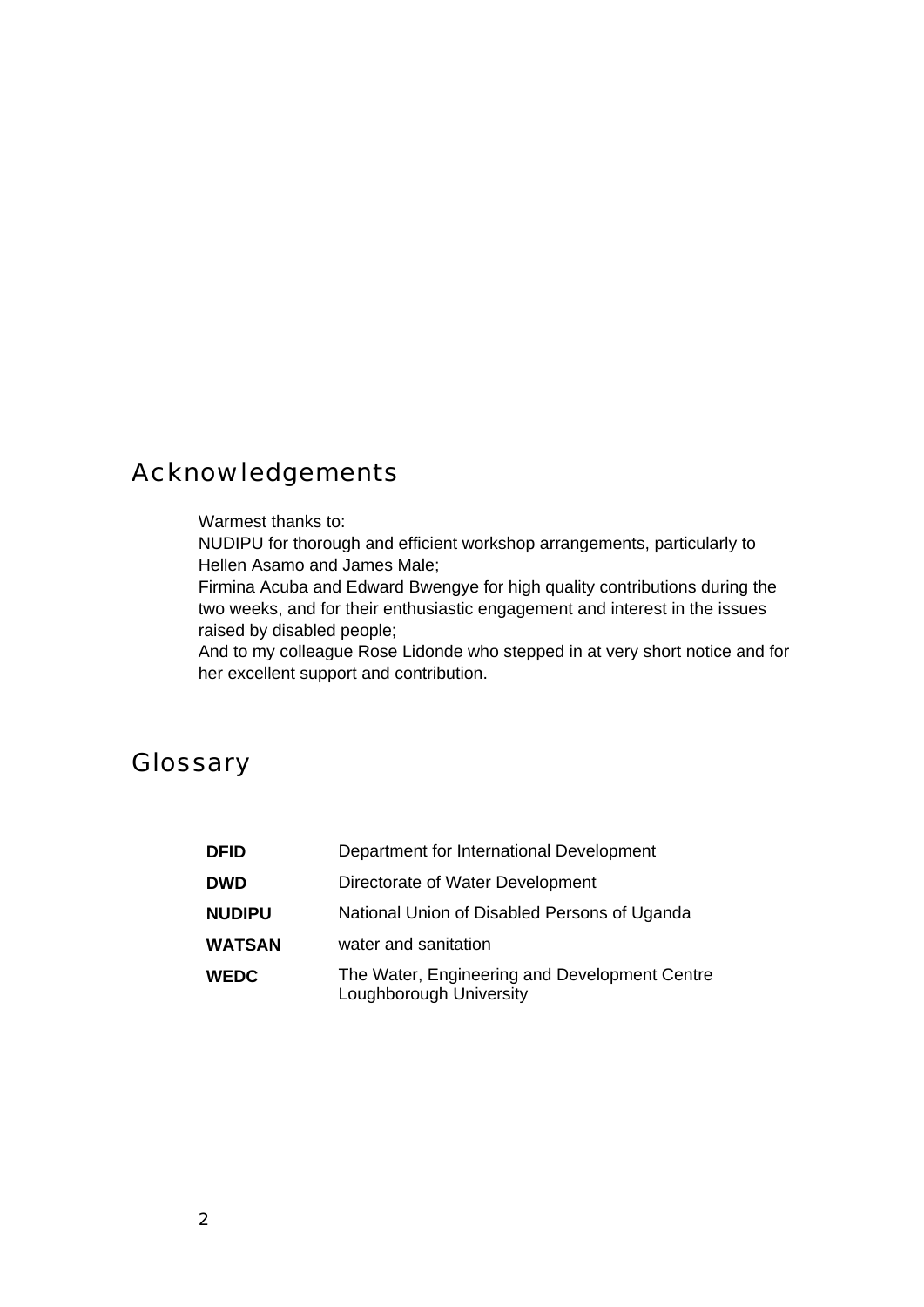## Acknowledgements

Warmest thanks to:
NUDIPU for thorough and efficient workshop arrangements, particularly to Hellen Asamo and James Male;
Firmina Acuba and Edward Bwengye for high quality contributions during the two weeks, and for their enthusiastic engagement and interest in the issues raised by disabled people;
And to my colleague Rose Lidonde who stepped in at very short notice and for her excellent support and contribution.

## Glossary

| | |
|---|---|
| **DFID** | Department for International Development |
| **DWD** | Directorate of Water Development |
| **NUDIPU** | National Union of Disabled Persons of Uganda |
| **WATSAN** | water and sanitation |
| **WEDC** | The Water, Engineering and Development Centre Loughborough University |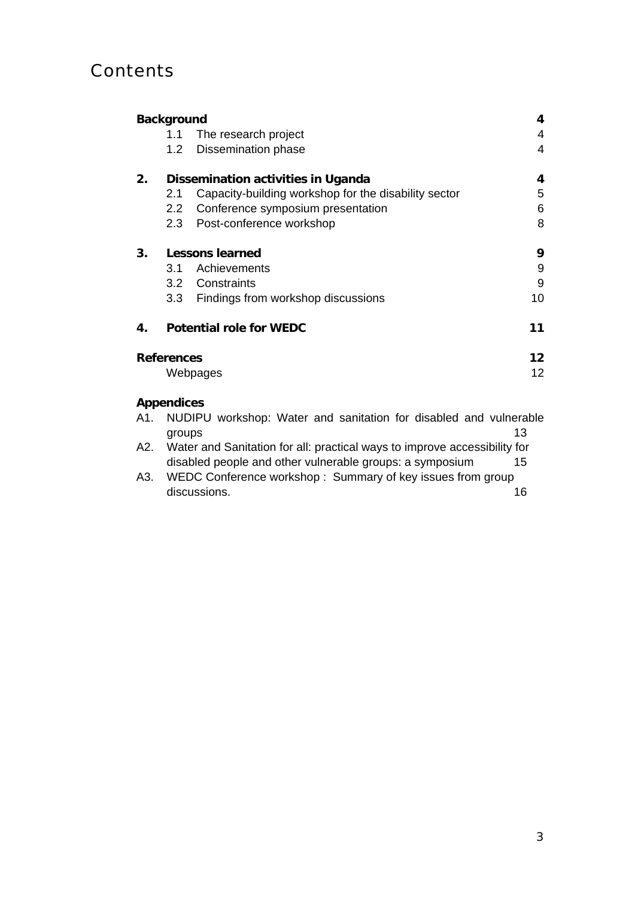# Contents

| | | |
|---|---|---|
| **Background** | | **4** |
| 1.1 | The research project | 4 |
| 1.2 | Dissemination phase | 4 |
| **2.** | **Dissemination activities in Uganda** | **4** |
| 2.1 | Capacity-building workshop for the disability sector | 5 |
| 2.2 | Conference symposium presentation | 6 |
| 2.3 | Post-conference workshop | 8 |
| **3.** | **Lessons learned** | **9** |
| 3.1 | Achievements | 9 |
| 3.2 | Constraints | 9 |
| 3.3 | Findings from workshop discussions | 10 |
| **4.** | **Potential role for WEDC** | **11** |
| **References** | | **12** |
| | Webpages | 12 |

**Appendices**

A1. NUDIPU workshop: Water and sanitation for disabled and vulnerable groups 13

A2. Water and Sanitation for all: practical ways to improve accessibility for disabled people and other vulnerable groups: a symposium 15

A3. WEDC Conference workshop : Summary of key issues from group discussions. 16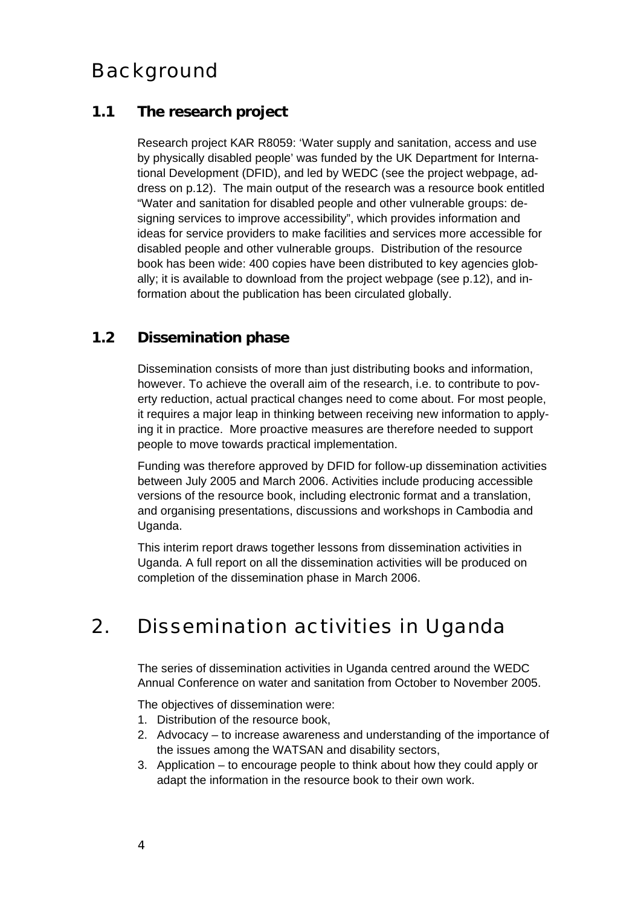# Background

## 1.1 The research project

Research project KAR R8059: 'Water supply and sanitation, access and use by physically disabled people' was funded by the UK Department for International Development (DFID), and led by WEDC (see the project webpage, address on p.12). The main output of the research was a resource book entitled "Water and sanitation for disabled people and other vulnerable groups: designing services to improve accessibility", which provides information and ideas for service providers to make facilities and services more accessible for disabled people and other vulnerable groups. Distribution of the resource book has been wide: 400 copies have been distributed to key agencies globally; it is available to download from the project webpage (see p.12), and information about the publication has been circulated globally.

## 1.2 Dissemination phase

Dissemination consists of more than just distributing books and information, however. To achieve the overall aim of the research, i.e. to contribute to poverty reduction, actual practical changes need to come about. For most people, it requires a major leap in thinking between receiving new information to applying it in practice. More proactive measures are therefore needed to support people to move towards practical implementation.

Funding was therefore approved by DFID for follow-up dissemination activities between July 2005 and March 2006. Activities include producing accessible versions of the resource book, including electronic format and a translation, and organising presentations, discussions and workshops in Cambodia and Uganda.

This interim report draws together lessons from dissemination activities in Uganda. A full report on all the dissemination activities will be produced on completion of the dissemination phase in March 2006.

# 2. Dissemination activities in Uganda

The series of dissemination activities in Uganda centred around the WEDC Annual Conference on water and sanitation from October to November 2005.

The objectives of dissemination were:

1. Distribution of the resource book,
2. Advocacy – to increase awareness and understanding of the importance of the issues among the WATSAN and disability sectors,
3. Application – to encourage people to think about how they could apply or adapt the information in the resource book to their own work.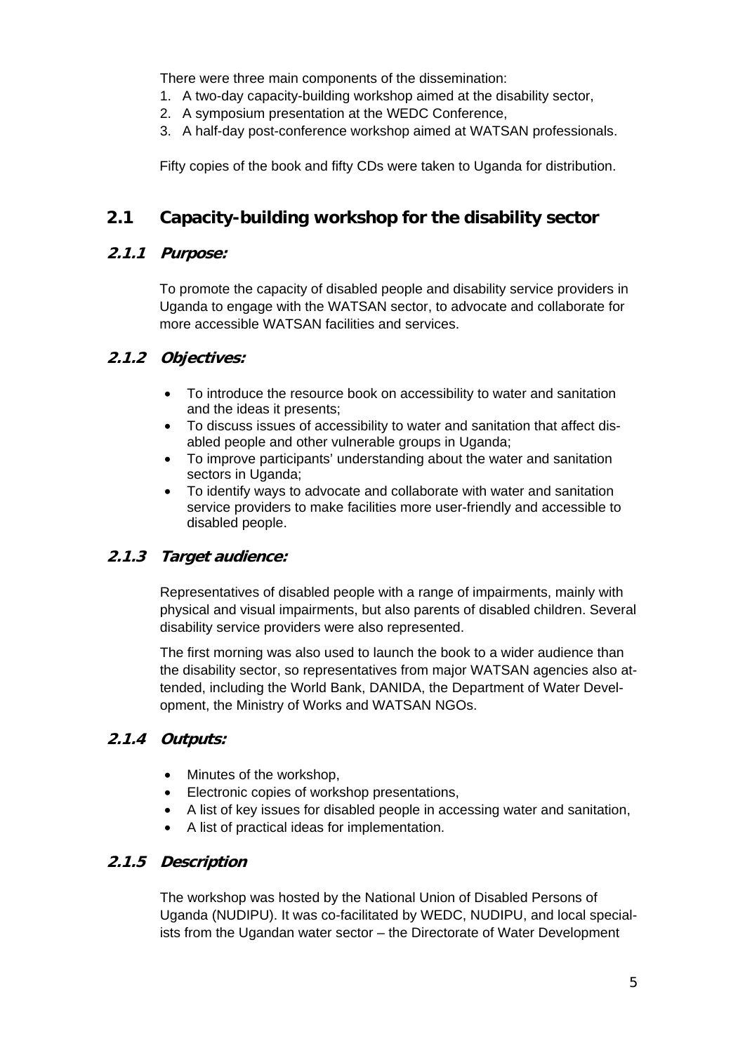There were three main components of the dissemination:

1. A two-day capacity-building workshop aimed at the disability sector,
2. A symposium presentation at the WEDC Conference,
3. A half-day post-conference workshop aimed at WATSAN professionals.

Fifty copies of the book and fifty CDs were taken to Uganda for distribution.

## 2.1 Capacity-building workshop for the disability sector

### 2.1.1 *Purpose:*

To promote the capacity of disabled people and disability service providers in Uganda to engage with the WATSAN sector, to advocate and collaborate for more accessible WATSAN facilities and services.

### 2.1.2 *Objectives:*

- To introduce the resource book on accessibility to water and sanitation and the ideas it presents;
- To discuss issues of accessibility to water and sanitation that affect disabled people and other vulnerable groups in Uganda;
- To improve participants' understanding about the water and sanitation sectors in Uganda;
- To identify ways to advocate and collaborate with water and sanitation service providers to make facilities more user-friendly and accessible to disabled people.

### 2.1.3 *Target audience:*

Representatives of disabled people with a range of impairments, mainly with physical and visual impairments, but also parents of disabled children. Several disability service providers were also represented.

The first morning was also used to launch the book to a wider audience than the disability sector, so representatives from major WATSAN agencies also attended, including the World Bank, DANIDA, the Department of Water Development, the Ministry of Works and WATSAN NGOs.

### 2.1.4 *Outputs:*

- Minutes of the workshop,
- Electronic copies of workshop presentations,
- A list of key issues for disabled people in accessing water and sanitation,
- A list of practical ideas for implementation.

### 2.1.5 *Description*

The workshop was hosted by the National Union of Disabled Persons of Uganda (NUDIPU). It was co-facilitated by WEDC, NUDIPU, and local specialists from the Ugandan water sector – the Directorate of Water Development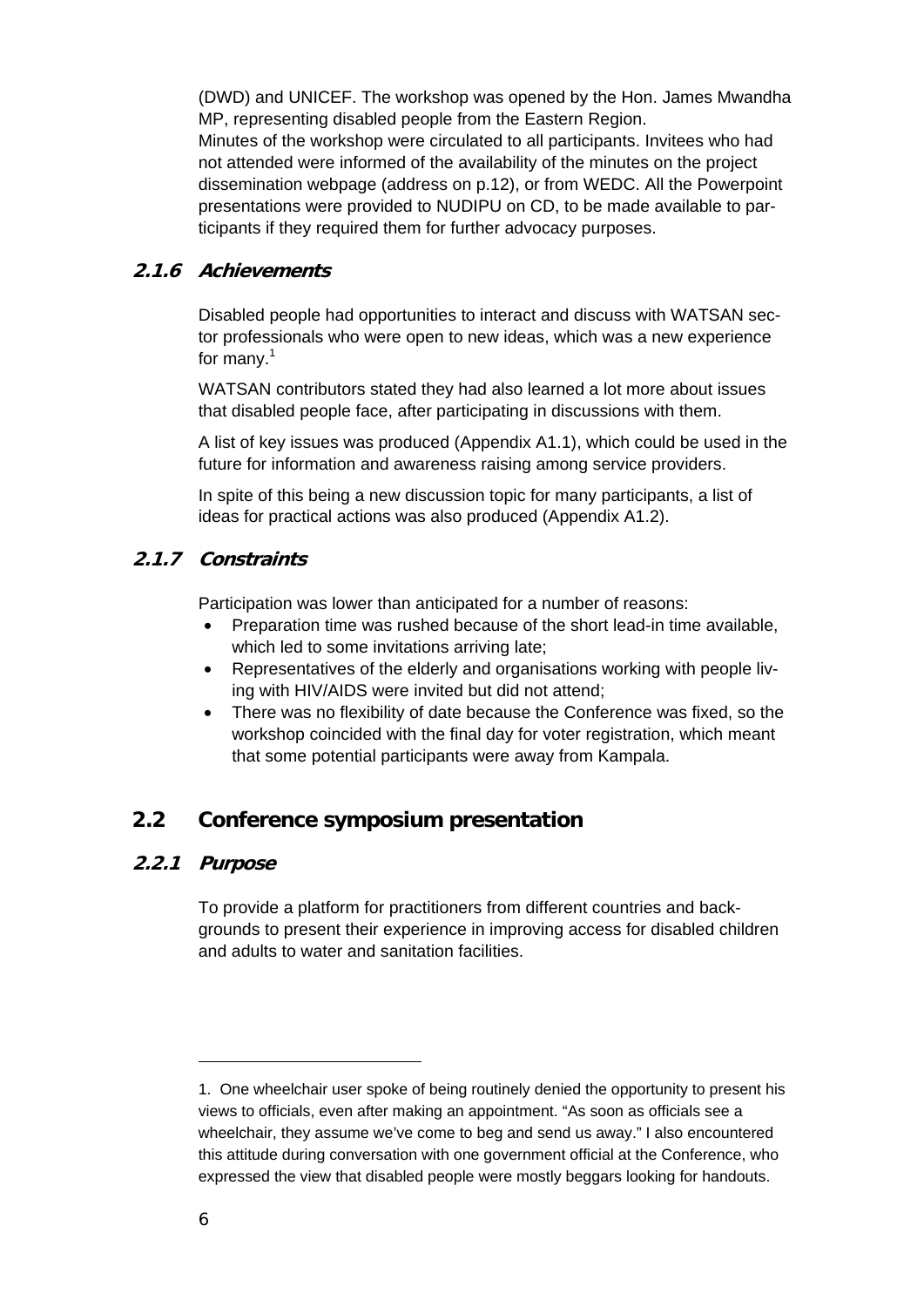(DWD) and UNICEF. The workshop was opened by the Hon. James Mwandha MP, representing disabled people from the Eastern Region.
Minutes of the workshop were circulated to all participants. Invitees who had not attended were informed of the availability of the minutes on the project dissemination webpage (address on p.12), or from WEDC. All the Powerpoint presentations were provided to NUDIPU on CD, to be made available to participants if they required them for further advocacy purposes.

### *2.1.6 Achievements*

Disabled people had opportunities to interact and discuss with WATSAN sector professionals who were open to new ideas, which was a new experience for many.[1]

WATSAN contributors stated they had also learned a lot more about issues that disabled people face, after participating in discussions with them.

A list of key issues was produced (Appendix A1.1), which could be used in the future for information and awareness raising among service providers.

In spite of this being a new discussion topic for many participants, a list of ideas for practical actions was also produced (Appendix A1.2).

### *2.1.7 Constraints*

Participation was lower than anticipated for a number of reasons:

- Preparation time was rushed because of the short lead-in time available, which led to some invitations arriving late;
- Representatives of the elderly and organisations working with people living with HIV/AIDS were invited but did not attend;
- There was no flexibility of date because the Conference was fixed, so the workshop coincided with the final day for voter registration, which meant that some potential participants were away from Kampala.

## 2.2 Conference symposium presentation

### *2.2.1 Purpose*

To provide a platform for practitioners from different countries and backgrounds to present their experience in improving access for disabled children and adults to water and sanitation facilities.

---

1. One wheelchair user spoke of being routinely denied the opportunity to present his views to officials, even after making an appointment. "As soon as officials see a wheelchair, they assume we've come to beg and send us away." I also encountered this attitude during conversation with one government official at the Conference, who expressed the view that disabled people were mostly beggars looking for handouts.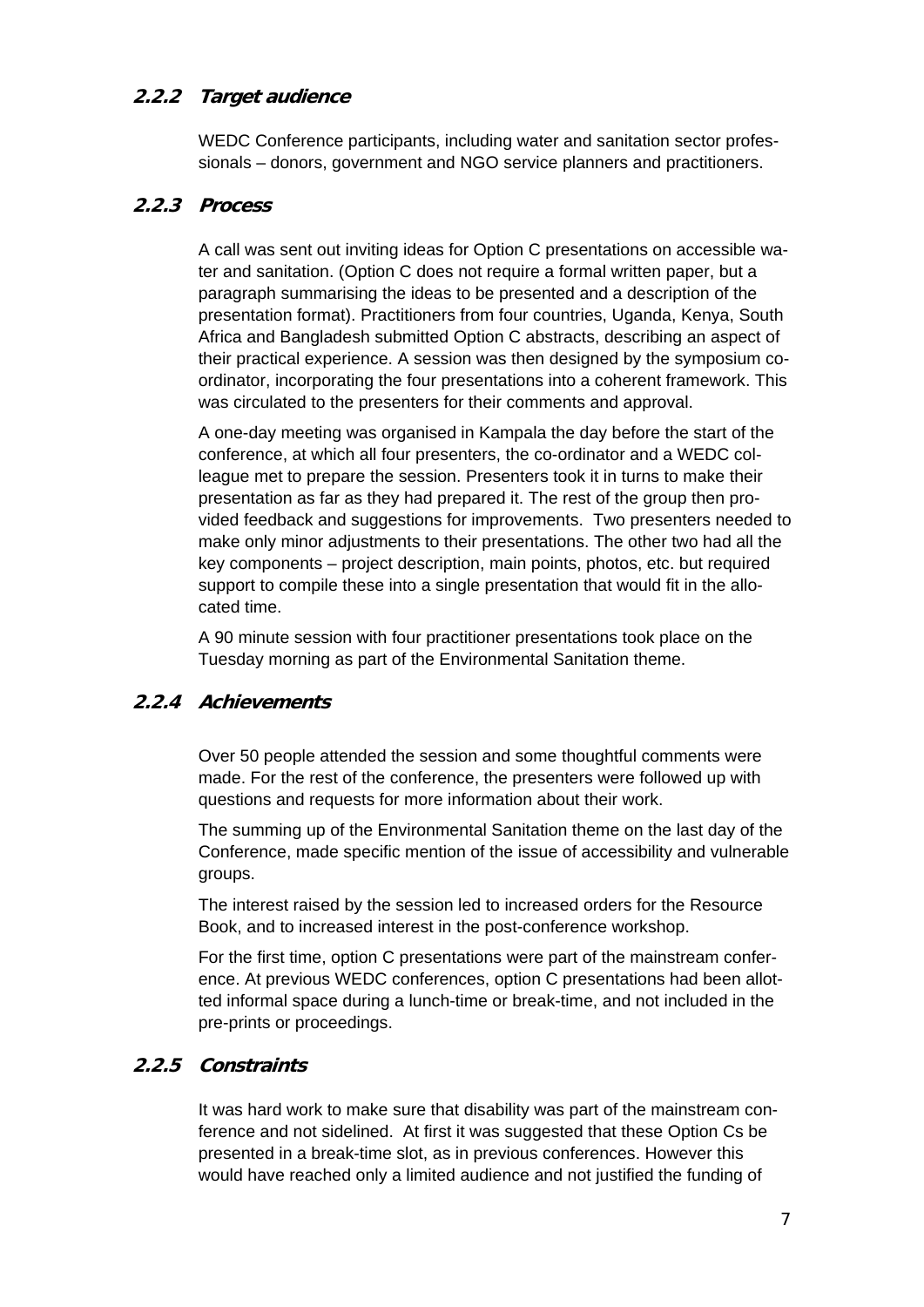### 2.2.2 Target audience

WEDC Conference participants, including water and sanitation sector professionals – donors, government and NGO service planners and practitioners.

### 2.2.3 Process

A call was sent out inviting ideas for Option C presentations on accessible water and sanitation. (Option C does not require a formal written paper, but a paragraph summarising the ideas to be presented and a description of the presentation format). Practitioners from four countries, Uganda, Kenya, South Africa and Bangladesh submitted Option C abstracts, describing an aspect of their practical experience. A session was then designed by the symposium co-ordinator, incorporating the four presentations into a coherent framework. This was circulated to the presenters for their comments and approval.

A one-day meeting was organised in Kampala the day before the start of the conference, at which all four presenters, the co-ordinator and a WEDC colleague met to prepare the session. Presenters took it in turns to make their presentation as far as they had prepared it. The rest of the group then provided feedback and suggestions for improvements. Two presenters needed to make only minor adjustments to their presentations. The other two had all the key components – project description, main points, photos, etc. but required support to compile these into a single presentation that would fit in the allocated time.

A 90 minute session with four practitioner presentations took place on the Tuesday morning as part of the Environmental Sanitation theme.

### 2.2.4 Achievements

Over 50 people attended the session and some thoughtful comments were made. For the rest of the conference, the presenters were followed up with questions and requests for more information about their work.

The summing up of the Environmental Sanitation theme on the last day of the Conference, made specific mention of the issue of accessibility and vulnerable groups.

The interest raised by the session led to increased orders for the Resource Book, and to increased interest in the post-conference workshop.

For the first time, option C presentations were part of the mainstream conference. At previous WEDC conferences, option C presentations had been allotted informal space during a lunch-time or break-time, and not included in the pre-prints or proceedings.

### 2.2.5 Constraints

It was hard work to make sure that disability was part of the mainstream conference and not sidelined. At first it was suggested that these Option Cs be presented in a break-time slot, as in previous conferences. However this would have reached only a limited audience and not justified the funding of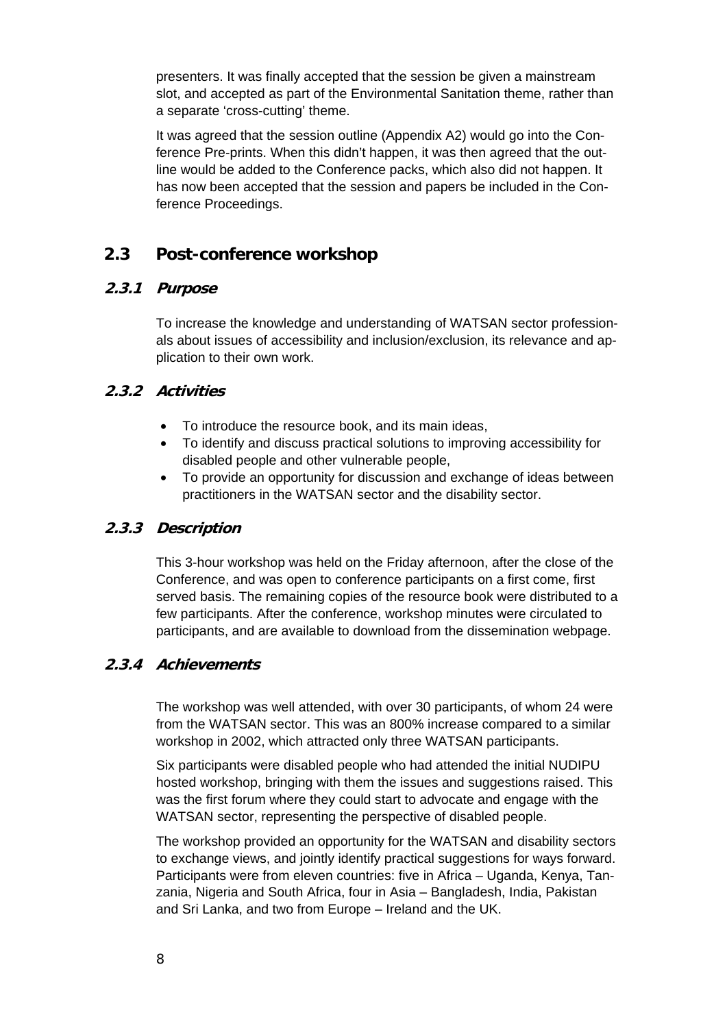presenters. It was finally accepted that the session be given a mainstream slot, and accepted as part of the Environmental Sanitation theme, rather than a separate 'cross-cutting' theme.

It was agreed that the session outline (Appendix A2) would go into the Conference Pre-prints. When this didn't happen, it was then agreed that the outline would be added to the Conference packs, which also did not happen. It has now been accepted that the session and papers be included in the Conference Proceedings.

## 2.3 Post-conference workshop

### 2.3.1 Purpose

To increase the knowledge and understanding of WATSAN sector professionals about issues of accessibility and inclusion/exclusion, its relevance and application to their own work.

### 2.3.2 Activities

- To introduce the resource book, and its main ideas,
- To identify and discuss practical solutions to improving accessibility for disabled people and other vulnerable people,
- To provide an opportunity for discussion and exchange of ideas between practitioners in the WATSAN sector and the disability sector.

### 2.3.3 Description

This 3-hour workshop was held on the Friday afternoon, after the close of the Conference, and was open to conference participants on a first come, first served basis. The remaining copies of the resource book were distributed to a few participants. After the conference, workshop minutes were circulated to participants, and are available to download from the dissemination webpage.

### 2.3.4 Achievements

The workshop was well attended, with over 30 participants, of whom 24 were from the WATSAN sector. This was an 800% increase compared to a similar workshop in 2002, which attracted only three WATSAN participants.

Six participants were disabled people who had attended the initial NUDIPU hosted workshop, bringing with them the issues and suggestions raised. This was the first forum where they could start to advocate and engage with the WATSAN sector, representing the perspective of disabled people.

The workshop provided an opportunity for the WATSAN and disability sectors to exchange views, and jointly identify practical suggestions for ways forward. Participants were from eleven countries: five in Africa – Uganda, Kenya, Tanzania, Nigeria and South Africa, four in Asia – Bangladesh, India, Pakistan and Sri Lanka, and two from Europe – Ireland and the UK.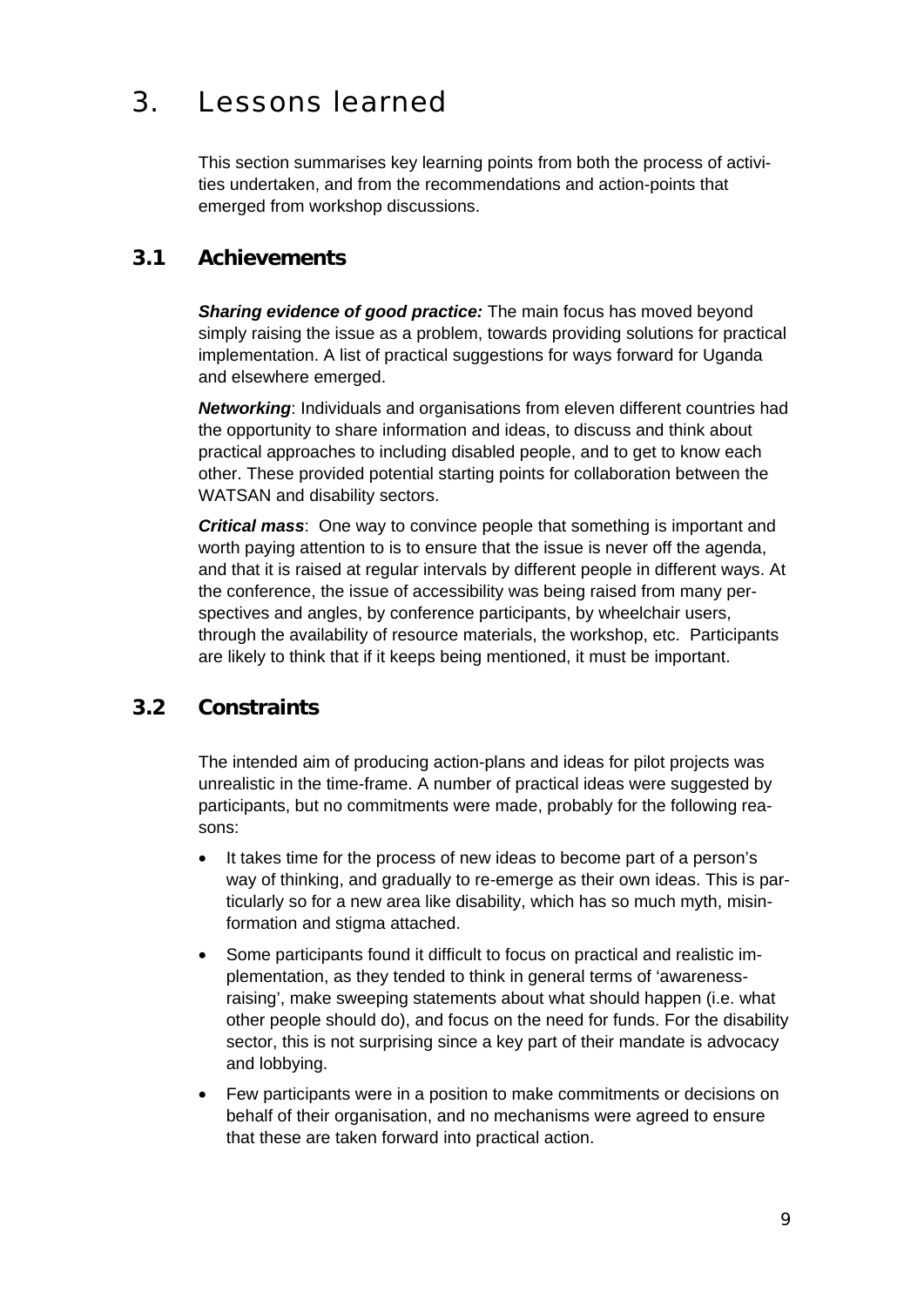# 3. Lessons learned

This section summarises key learning points from both the process of activities undertaken, and from the recommendations and action-points that emerged from workshop discussions.

## 3.1 Achievements

***Sharing evidence of good practice:*** The main focus has moved beyond simply raising the issue as a problem, towards providing solutions for practical implementation. A list of practical suggestions for ways forward for Uganda and elsewhere emerged.

***Networking***: Individuals and organisations from eleven different countries had the opportunity to share information and ideas, to discuss and think about practical approaches to including disabled people, and to get to know each other. These provided potential starting points for collaboration between the WATSAN and disability sectors.

***Critical mass***: One way to convince people that something is important and worth paying attention to is to ensure that the issue is never off the agenda, and that it is raised at regular intervals by different people in different ways. At the conference, the issue of accessibility was being raised from many perspectives and angles, by conference participants, by wheelchair users, through the availability of resource materials, the workshop, etc. Participants are likely to think that if it keeps being mentioned, it must be important.

## 3.2 Constraints

The intended aim of producing action-plans and ideas for pilot projects was unrealistic in the time-frame. A number of practical ideas were suggested by participants, but no commitments were made, probably for the following reasons:

- It takes time for the process of new ideas to become part of a person's way of thinking, and gradually to re-emerge as their own ideas. This is particularly so for a new area like disability, which has so much myth, misinformation and stigma attached.
- Some participants found it difficult to focus on practical and realistic implementation, as they tended to think in general terms of 'awareness-raising', make sweeping statements about what should happen (i.e. what other people should do), and focus on the need for funds. For the disability sector, this is not surprising since a key part of their mandate is advocacy and lobbying.
- Few participants were in a position to make commitments or decisions on behalf of their organisation, and no mechanisms were agreed to ensure that these are taken forward into practical action.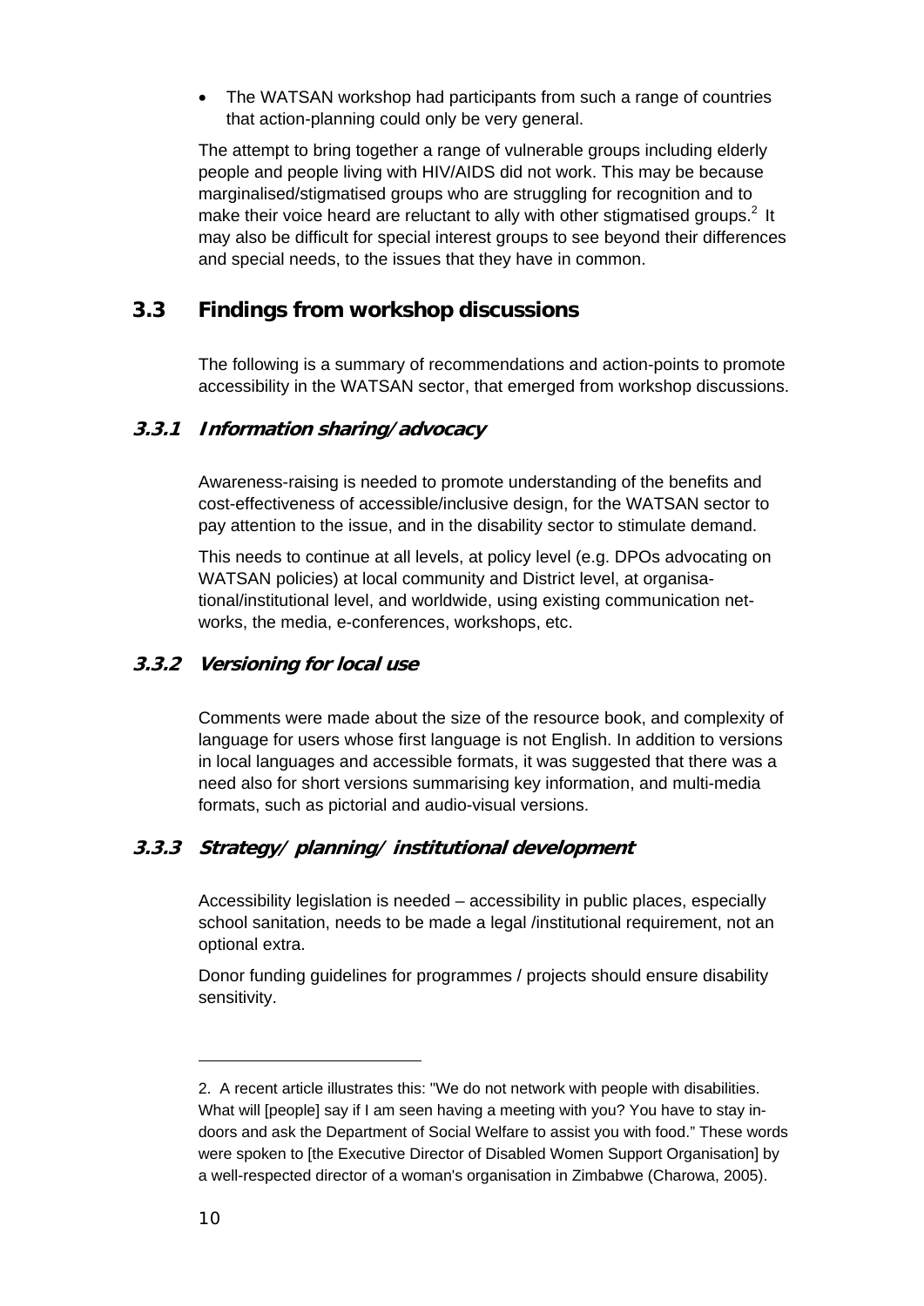- The WATSAN workshop had participants from such a range of countries that action-planning could only be very general.

The attempt to bring together a range of vulnerable groups including elderly people and people living with HIV/AIDS did not work. This may be because marginalised/stigmatised groups who are struggling for recognition and to make their voice heard are reluctant to ally with other stigmatised groups.[2] It may also be difficult for special interest groups to see beyond their differences and special needs, to the issues that they have in common.

## 3.3 Findings from workshop discussions

The following is a summary of recommendations and action-points to promote accessibility in the WATSAN sector, that emerged from workshop discussions.

### 3.3.1 *Information sharing/advocacy*

Awareness-raising is needed to promote understanding of the benefits and cost-effectiveness of accessible/inclusive design, for the WATSAN sector to pay attention to the issue, and in the disability sector to stimulate demand.

This needs to continue at all levels, at policy level (e.g. DPOs advocating on WATSAN policies) at local community and District level, at organisational/institutional level, and worldwide, using existing communication networks, the media, e-conferences, workshops, etc.

### 3.3.2 *Versioning for local use*

Comments were made about the size of the resource book, and complexity of language for users whose first language is not English. In addition to versions in local languages and accessible formats, it was suggested that there was a need also for short versions summarising key information, and multi-media formats, such as pictorial and audio-visual versions.

### 3.3.3 *Strategy/ planning/ institutional development*

Accessibility legislation is needed – accessibility in public places, especially school sanitation, needs to be made a legal /institutional requirement, not an optional extra.

Donor funding guidelines for programmes / projects should ensure disability sensitivity.

---

2. A recent article illustrates this: "We do not network with people with disabilities. What will [people] say if I am seen having a meeting with you? You have to stay indoors and ask the Department of Social Welfare to assist you with food." These words were spoken to [the Executive Director of Disabled Women Support Organisation] by a well-respected director of a woman's organisation in Zimbabwe (Charowa, 2005).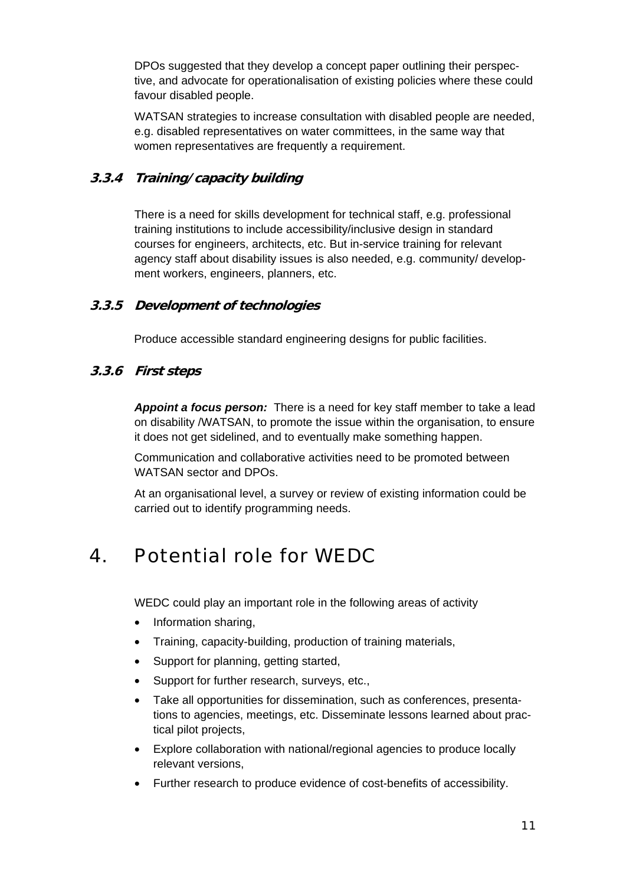DPOs suggested that they develop a concept paper outlining their perspective, and advocate for operationalisation of existing policies where these could favour disabled people.

WATSAN strategies to increase consultation with disabled people are needed, e.g. disabled representatives on water committees, in the same way that women representatives are frequently a requirement.

### 3.3.4 Training/capacity building

There is a need for skills development for technical staff, e.g. professional training institutions to include accessibility/inclusive design in standard courses for engineers, architects, etc. But in-service training for relevant agency staff about disability issues is also needed, e.g. community/ development workers, engineers, planners, etc.

### 3.3.5 Development of technologies

Produce accessible standard engineering designs for public facilities.

### 3.3.6 First steps

***Appoint a focus person:*** There is a need for key staff member to take a lead on disability /WATSAN, to promote the issue within the organisation, to ensure it does not get sidelined, and to eventually make something happen.

Communication and collaborative activities need to be promoted between WATSAN sector and DPOs.

At an organisational level, a survey or review of existing information could be carried out to identify programming needs.

# 4. Potential role for WEDC

WEDC could play an important role in the following areas of activity

- Information sharing,
- Training, capacity-building, production of training materials,
- Support for planning, getting started,
- Support for further research, surveys, etc.,
- Take all opportunities for dissemination, such as conferences, presentations to agencies, meetings, etc. Disseminate lessons learned about practical pilot projects,
- Explore collaboration with national/regional agencies to produce locally relevant versions,
- Further research to produce evidence of cost-benefits of accessibility.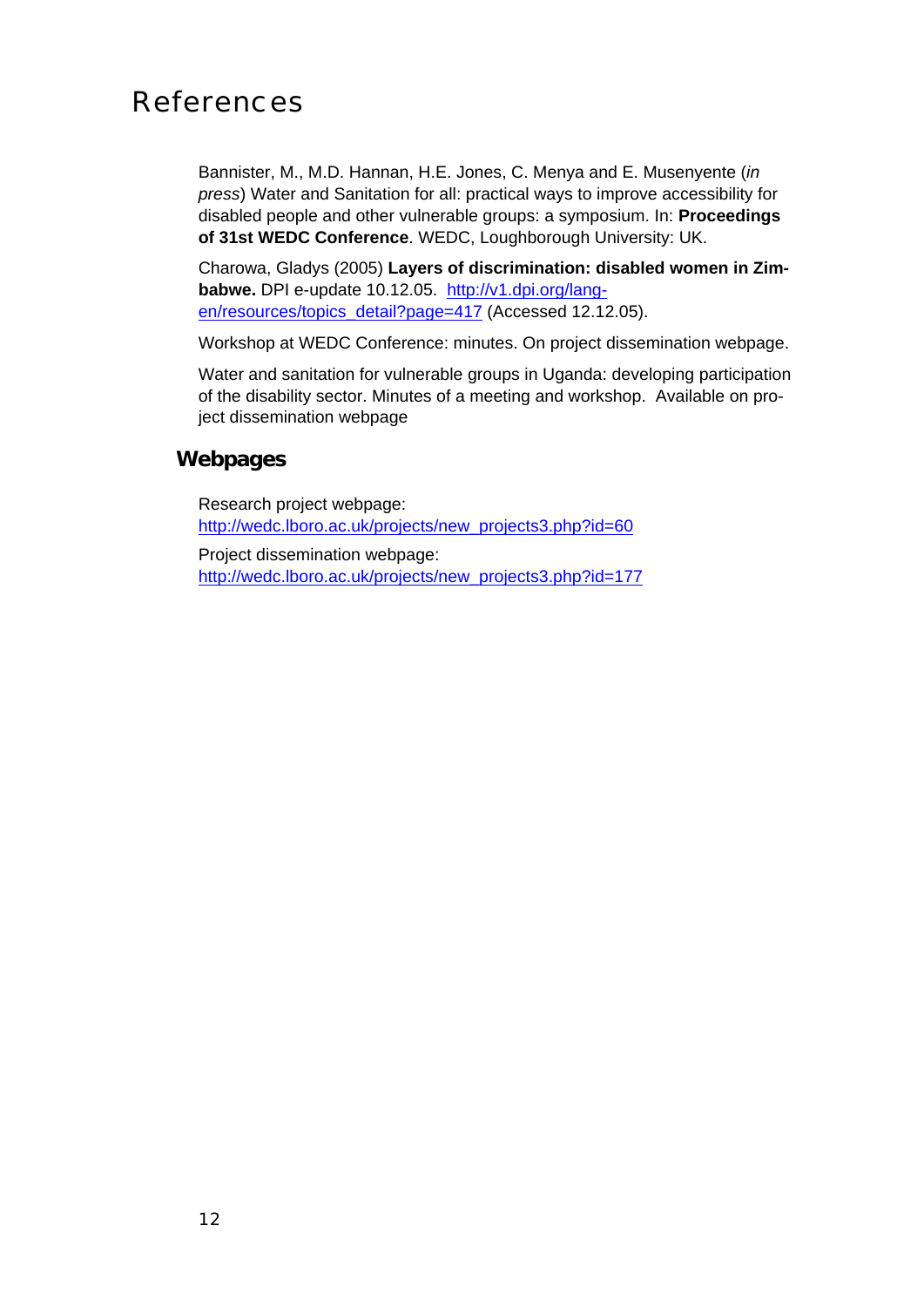# References

Bannister, M., M.D. Hannan, H.E. Jones, C. Menya and E. Musenyente (*in press*) Water and Sanitation for all: practical ways to improve accessibility for disabled people and other vulnerable groups: a symposium. In: **Proceedings of 31st WEDC Conference**. WEDC, Loughborough University: UK.

Charowa, Gladys (2005) **Layers of discrimination: disabled women in Zimbabwe.** DPI e-update 10.12.05. http://v1.dpi.org/lang-en/resources/topics_detail?page=417 (Accessed 12.12.05).

Workshop at WEDC Conference: minutes. On project dissemination webpage.

Water and sanitation for vulnerable groups in Uganda: developing participation of the disability sector. Minutes of a meeting and workshop. Available on project dissemination webpage

## Webpages

Research project webpage:
http://wedc.lboro.ac.uk/projects/new_projects3.php?id=60

Project dissemination webpage:
http://wedc.lboro.ac.uk/projects/new_projects3.php?id=177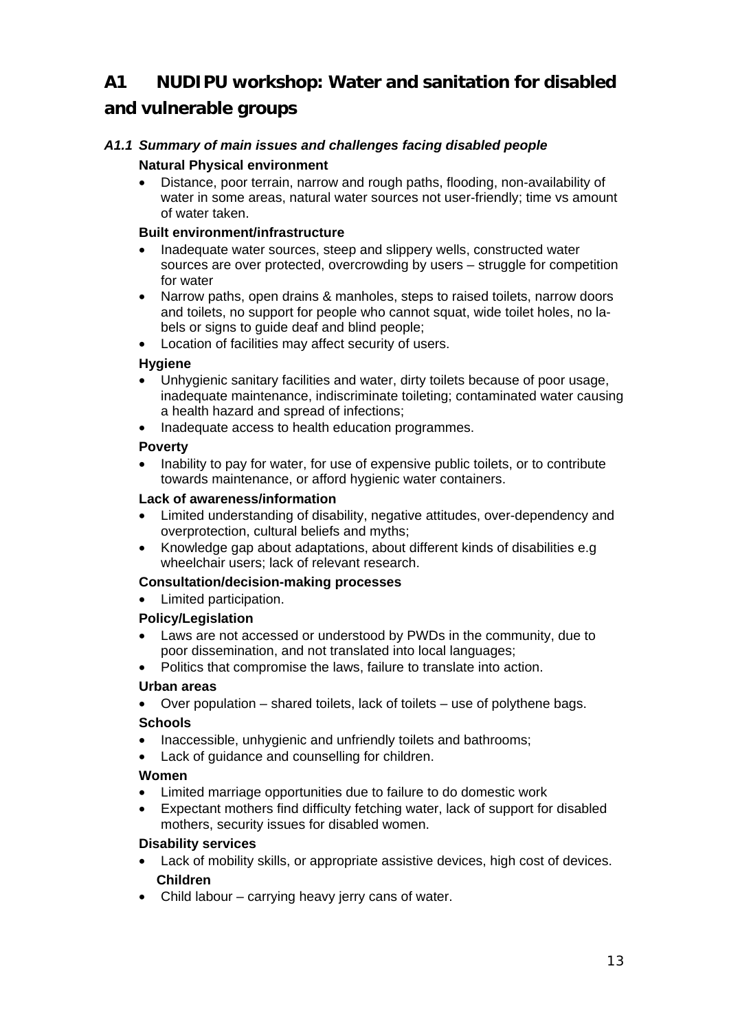# A1 NUDIPU workshop: Water and sanitation for disabled and vulnerable groups

### *A1.1 Summary of main issues and challenges facing disabled people*

**Natural Physical environment**

- Distance, poor terrain, narrow and rough paths, flooding, non-availability of water in some areas, natural water sources not user-friendly; time vs amount of water taken.

**Built environment/infrastructure**

- Inadequate water sources, steep and slippery wells, constructed water sources are over protected, overcrowding by users – struggle for competition for water
- Narrow paths, open drains & manholes, steps to raised toilets, narrow doors and toilets, no support for people who cannot squat, wide toilet holes, no labels or signs to guide deaf and blind people;
- Location of facilities may affect security of users.

**Hygiene**

- Unhygienic sanitary facilities and water, dirty toilets because of poor usage, inadequate maintenance, indiscriminate toileting; contaminated water causing a health hazard and spread of infections;
- Inadequate access to health education programmes.

**Poverty**

- Inability to pay for water, for use of expensive public toilets, or to contribute towards maintenance, or afford hygienic water containers.

**Lack of awareness/information**

- Limited understanding of disability, negative attitudes, over-dependency and overprotection, cultural beliefs and myths;
- Knowledge gap about adaptations, about different kinds of disabilities e.g wheelchair users; lack of relevant research.

**Consultation/decision-making processes**

- Limited participation.

**Policy/Legislation**

- Laws are not accessed or understood by PWDs in the community, due to poor dissemination, and not translated into local languages;
- Politics that compromise the laws, failure to translate into action.

**Urban areas**

- Over population – shared toilets, lack of toilets – use of polythene bags.

**Schools**

- Inaccessible, unhygienic and unfriendly toilets and bathrooms;
- Lack of guidance and counselling for children.

**Women**

- Limited marriage opportunities due to failure to do domestic work
- Expectant mothers find difficulty fetching water, lack of support for disabled mothers, security issues for disabled women.

**Disability services**

- Lack of mobility skills, or appropriate assistive devices, high cost of devices.

**Children**

- Child labour – carrying heavy jerry cans of water.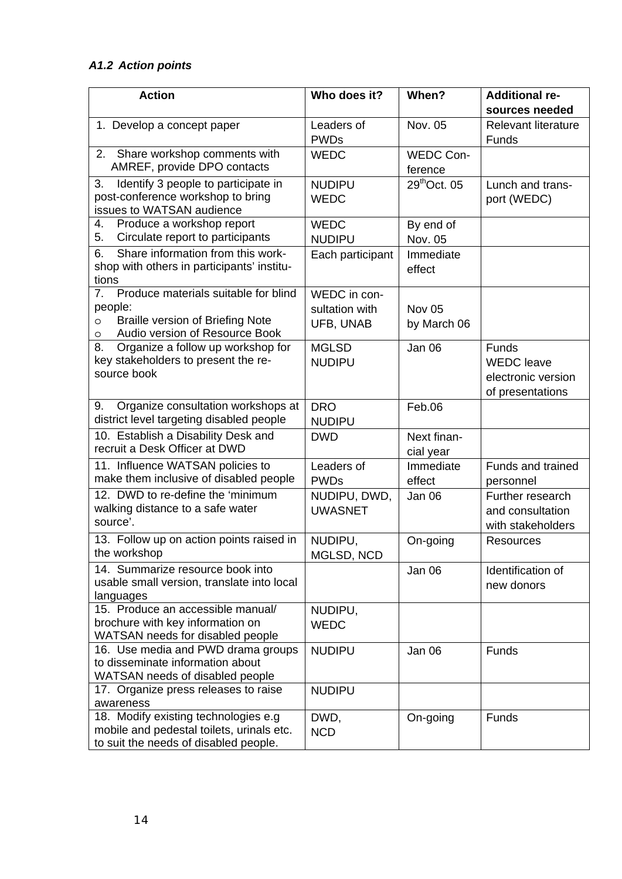### *A1.2 Action points*

| Action | Who does it? | When? | Additional resources needed |
|---|---|---|---|
| 1. Develop a concept paper | Leaders of PWDs | Nov. 05 | Relevant literature Funds |
| 2. Share workshop comments with AMREF, provide DPO contacts | WEDC | WEDC Conference | |
| 3. Identify 3 people to participate in post-conference workshop to bring issues to WATSAN audience | NUDIPU WEDC | 29th Oct. 05 | Lunch and transport (WEDC) |
| 4. Produce a workshop report<br>5. Circulate report to participants | WEDC NUDIPU | By end of Nov. 05 | |
| 6. Share information from this workshop with others in participants' institutions | Each participant | Immediate effect | |
| 7. Produce materials suitable for blind people:<br>o Braille version of Briefing Note<br>o Audio version of Resource Book | WEDC in consultation with UFB, UNAB | Nov 05<br>by March 06 | |
| 8. Organize a follow up workshop for key stakeholders to present the resource book | MGLSD NUDIPU | Jan 06 | Funds<br>WEDC leave electronic version of presentations |
| 9. Organize consultation workshops at district level targeting disabled people | DRO NUDIPU | Feb.06 | |
| 10. Establish a Disability Desk and recruit a Desk Officer at DWD | DWD | Next financial year | |
| 11. Influence WATSAN policies to make them inclusive of disabled people | Leaders of PWDs | Immediate effect | Funds and trained personnel |
| 12. DWD to re-define the 'minimum walking distance to a safe water source'. | NUDIPU, DWD, UWASNET | Jan 06 | Further research and consultation with stakeholders |
| 13. Follow up on action points raised in the workshop | NUDIPU, MGLSD, NCD | On-going | Resources |
| 14. Summarize resource book into usable small version, translate into local languages | | Jan 06 | Identification of new donors |
| 15. Produce an accessible manual/ brochure with key information on WATSAN needs for disabled people | NUDIPU, WEDC | | |
| 16. Use media and PWD drama groups to disseminate information about WATSAN needs of disabled people | NUDIPU | Jan 06 | Funds |
| 17. Organize press releases to raise awareness | NUDIPU | | |
| 18. Modify existing technologies e.g mobile and pedestal toilets, urinals etc. to suit the needs of disabled people. | DWD, NCD | On-going | Funds |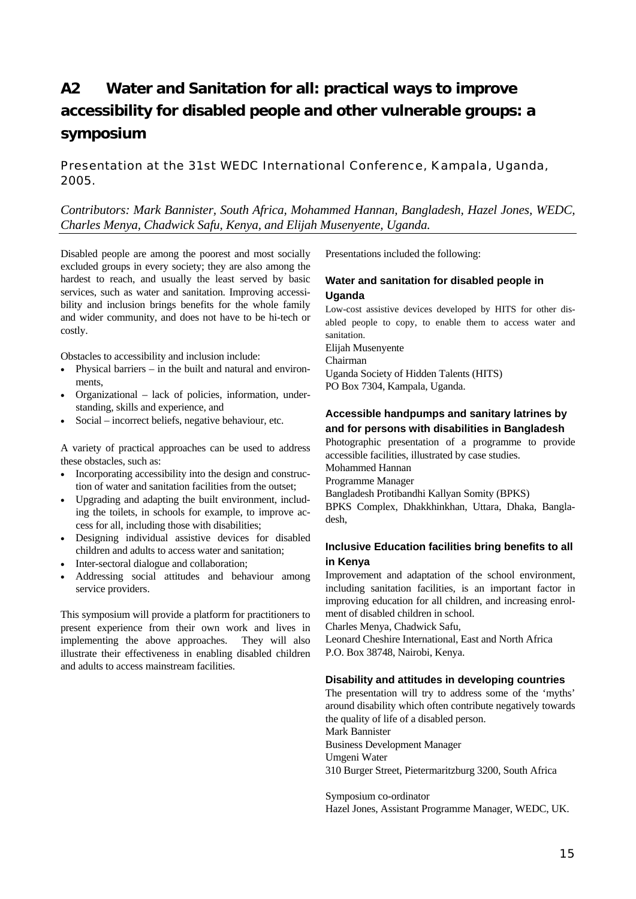# A2 Water and Sanitation for all: practical ways to improve accessibility for disabled people and other vulnerable groups: a symposium

Presentation at the 31st WEDC International Conference, Kampala, Uganda, 2005.

*Contributors: Mark Bannister, South Africa, Mohammed Hannan, Bangladesh, Hazel Jones, WEDC, Charles Menya, Chadwick Safu, Kenya, and Elijah Musenyente, Uganda.*

Disabled people are among the poorest and most socially excluded groups in every society; they are also among the hardest to reach, and usually the least served by basic services, such as water and sanitation. Improving accessibility and inclusion brings benefits for the whole family and wider community, and does not have to be hi-tech or costly.

Obstacles to accessibility and inclusion include:

- Physical barriers – in the built and natural and environments,
- Organizational – lack of policies, information, understanding, skills and experience, and
- Social – incorrect beliefs, negative behaviour, etc.

A variety of practical approaches can be used to address these obstacles, such as:

- Incorporating accessibility into the design and construction of water and sanitation facilities from the outset;
- Upgrading and adapting the built environment, including the toilets, in schools for example, to improve access for all, including those with disabilities;
- Designing individual assistive devices for disabled children and adults to access water and sanitation;
- Inter-sectoral dialogue and collaboration;
- Addressing social attitudes and behaviour among service providers.

This symposium will provide a platform for practitioners to present experience from their own work and lives in implementing the above approaches. They will also illustrate their effectiveness in enabling disabled children and adults to access mainstream facilities.

Presentations included the following:

### Water and sanitation for disabled people in Uganda

Low-cost assistive devices developed by HITS for other disabled people to copy, to enable them to access water and sanitation.

Elijah Musenyente
Chairman
Uganda Society of Hidden Talents (HITS)
PO Box 7304, Kampala, Uganda.

### Accessible handpumps and sanitary latrines by and for persons with disabilities in Bangladesh

Photographic presentation of a programme to provide accessible facilities, illustrated by case studies.

Mohammed Hannan
Programme Manager
Bangladesh Protibandhi Kallyan Somity (BPKS)
BPKS Complex, Dhakkhinkhan, Uttara, Dhaka, Bangladesh,

### Inclusive Education facilities bring benefits to all in Kenya

Improvement and adaptation of the school environment, including sanitation facilities, is an important factor in improving education for all children, and increasing enrolment of disabled children in school.

Charles Menya, Chadwick Safu,
Leonard Cheshire International, East and North Africa
P.O. Box 38748, Nairobi, Kenya.

### Disability and attitudes in developing countries

The presentation will try to address some of the 'myths' around disability which often contribute negatively towards the quality of life of a disabled person.

Mark Bannister
Business Development Manager
Umgeni Water
310 Burger Street, Pietermaritzburg 3200, South Africa

Symposium co-ordinator
Hazel Jones, Assistant Programme Manager, WEDC, UK.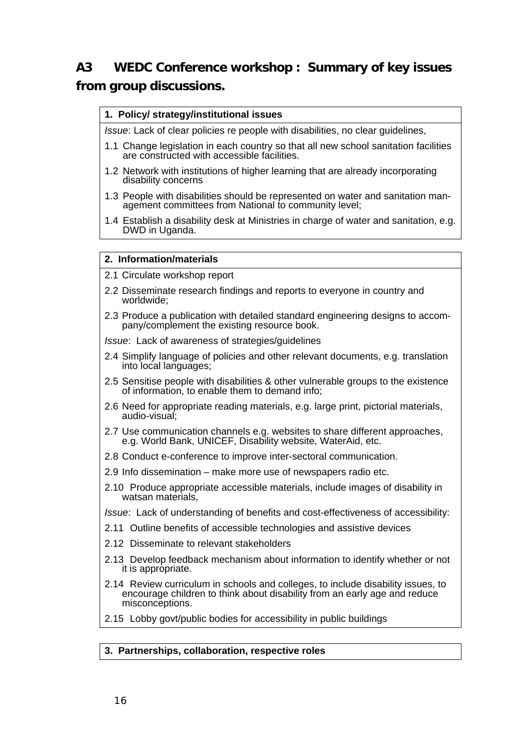## A3 WEDC Conference workshop : Summary of key issues from group discussions.

### 1. Policy/ strategy/institutional issues

*Issue*: Lack of clear policies re people with disabilities, no clear guidelines,

1.1 Change legislation in each country so that all new school sanitation facilities are constructed with accessible facilities.

1.2 Network with institutions of higher learning that are already incorporating disability concerns

1.3 People with disabilities should be represented on water and sanitation management committees from National to community level;

1.4 Establish a disability desk at Ministries in charge of water and sanitation, e.g. DWD in Uganda.

### 2. Information/materials

2.1 Circulate workshop report

2.2 Disseminate research findings and reports to everyone in country and worldwide;

2.3 Produce a publication with detailed standard engineering designs to accompany/complement the existing resource book.

*Issue*: Lack of awareness of strategies/guidelines

2.4 Simplify language of policies and other relevant documents, e.g. translation into local languages;

2.5 Sensitise people with disabilities & other vulnerable groups to the existence of information, to enable them to demand info;

2.6 Need for appropriate reading materials, e.g. large print, pictorial materials, audio-visual;

2.7 Use communication channels e.g. websites to share different approaches, e.g. World Bank, UNICEF, Disability website, WaterAid, etc.

2.8 Conduct e-conference to improve inter-sectoral communication.

2.9 Info dissemination – make more use of newspapers radio etc.

2.10 Produce appropriate accessible materials, include images of disability in watsan materials,

*Issue*: Lack of understanding of benefits and cost-effectiveness of accessibility:

2.11 Outline benefits of accessible technologies and assistive devices

2.12 Disseminate to relevant stakeholders

2.13 Develop feedback mechanism about information to identify whether or not it is appropriate.

2.14 Review curriculum in schools and colleges, to include disability issues, to encourage children to think about disability from an early age and reduce misconceptions.

2.15 Lobby govt/public bodies for accessibility in public buildings

### 3. Partnerships, collaboration, respective roles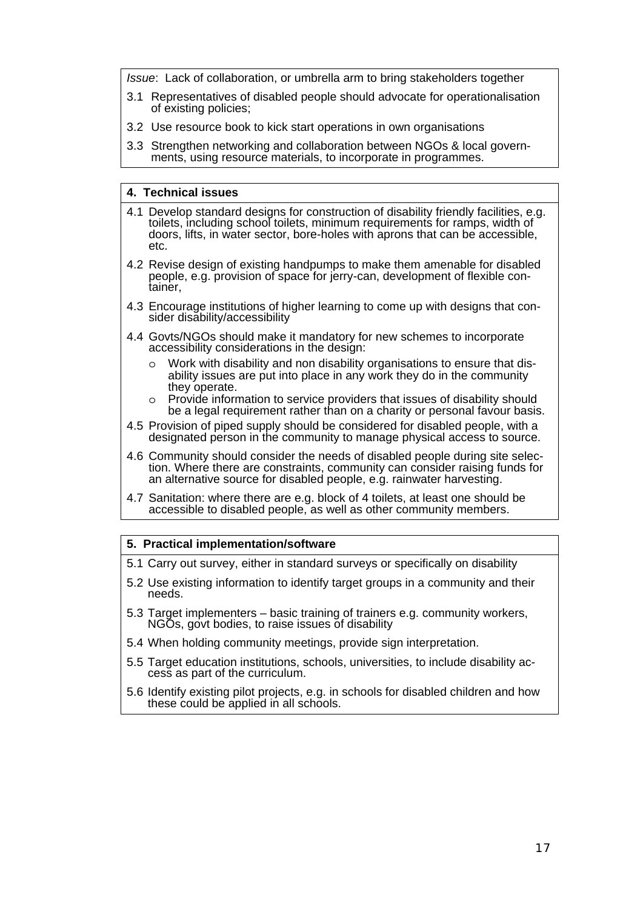*Issue*: Lack of collaboration, or umbrella arm to bring stakeholders together

3.1 Representatives of disabled people should advocate for operationalisation of existing policies;

3.2 Use resource book to kick start operations in own organisations

3.3 Strengthen networking and collaboration between NGOs & local governments, using resource materials, to incorporate in programmes.

**4. Technical issues**

4.1 Develop standard designs for construction of disability friendly facilities, e.g. toilets, including school toilets, minimum requirements for ramps, width of doors, lifts, in water sector, bore-holes with aprons that can be accessible, etc.

4.2 Revise design of existing handpumps to make them amenable for disabled people, e.g. provision of space for jerry-can, development of flexible container,

4.3 Encourage institutions of higher learning to come up with designs that consider disability/accessibility

4.4 Govts/NGOs should make it mandatory for new schemes to incorporate accessibility considerations in the design:

- Work with disability and non disability organisations to ensure that disability issues are put into place in any work they do in the community they operate.
- Provide information to service providers that issues of disability should be a legal requirement rather than on a charity or personal favour basis.

4.5 Provision of piped supply should be considered for disabled people, with a designated person in the community to manage physical access to source.

4.6 Community should consider the needs of disabled people during site selection. Where there are constraints, community can consider raising funds for an alternative source for disabled people, e.g. rainwater harvesting.

4.7 Sanitation: where there are e.g. block of 4 toilets, at least one should be accessible to disabled people, as well as other community members.

**5. Practical implementation/software**

5.1 Carry out survey, either in standard surveys or specifically on disability

5.2 Use existing information to identify target groups in a community and their needs.

5.3 Target implementers – basic training of trainers e.g. community workers, NGOs, govt bodies, to raise issues of disability

5.4 When holding community meetings, provide sign interpretation.

5.5 Target education institutions, schools, universities, to include disability access as part of the curriculum.

5.6 Identify existing pilot projects, e.g. in schools for disabled children and how these could be applied in all schools.